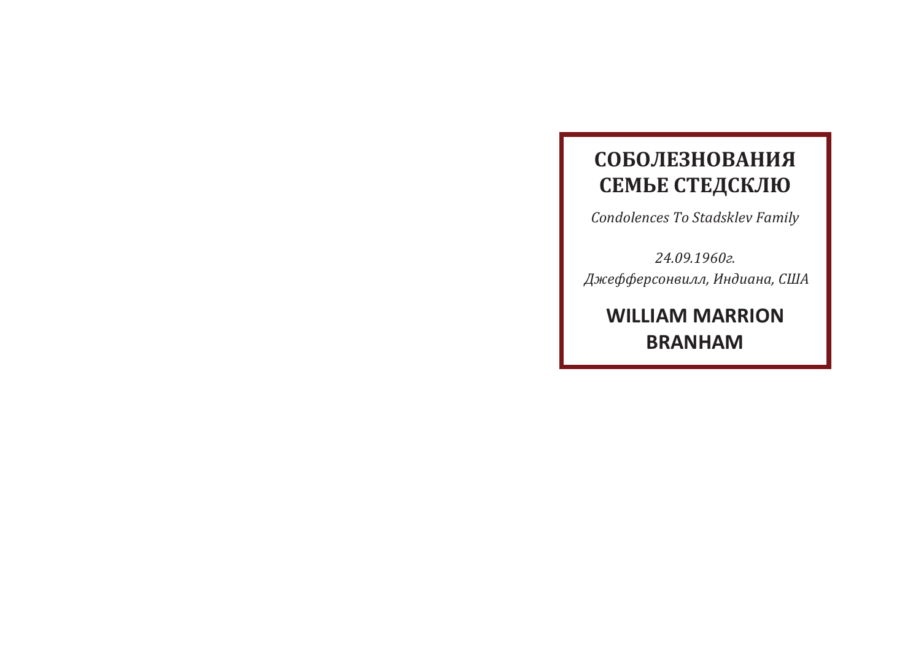# СОБОЛЕЗНОВАНИЯ СЕМЬЕ СТЕДСКЛЮ

*Condolences To Stadsklev Family*

*24.09.1960г.*
*Джефферсонвилл, Индиана, США*

**WILLIAM MARRION BRANHAM**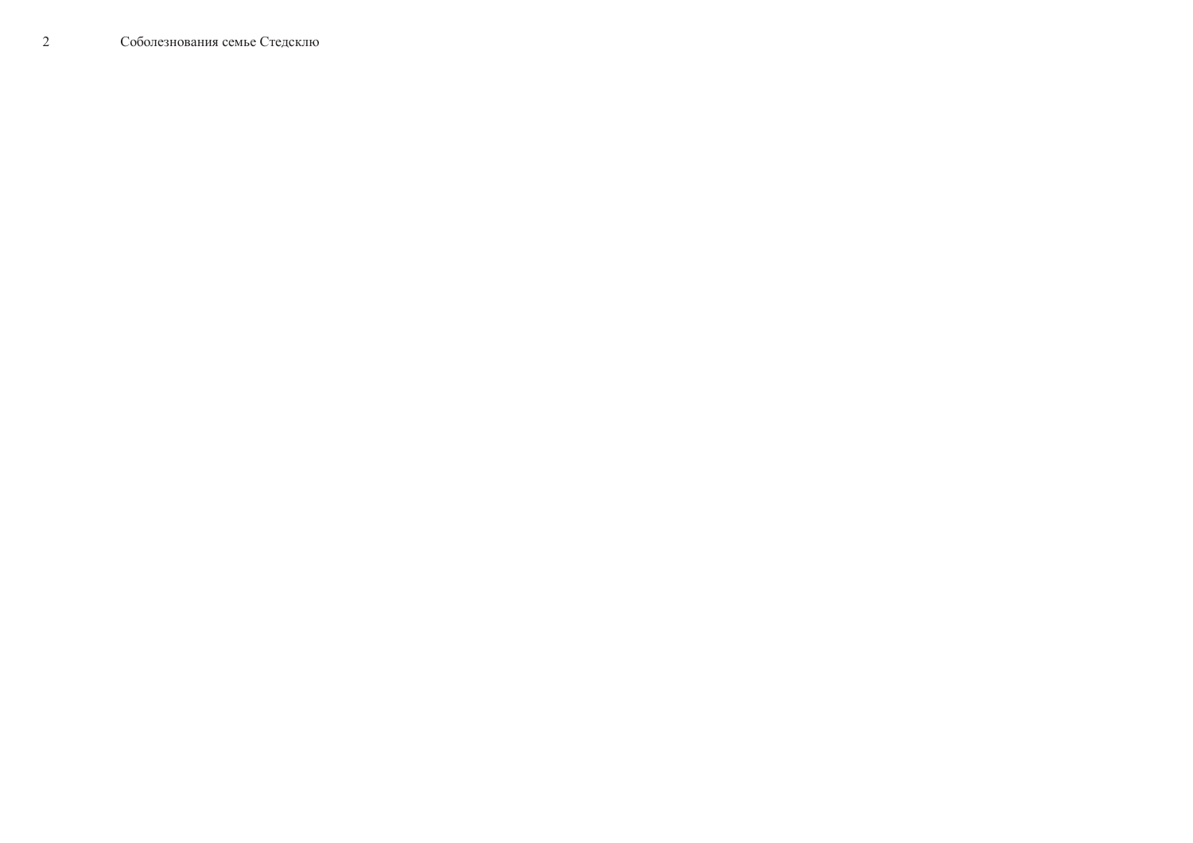2 Соболезнования семье Стедсклю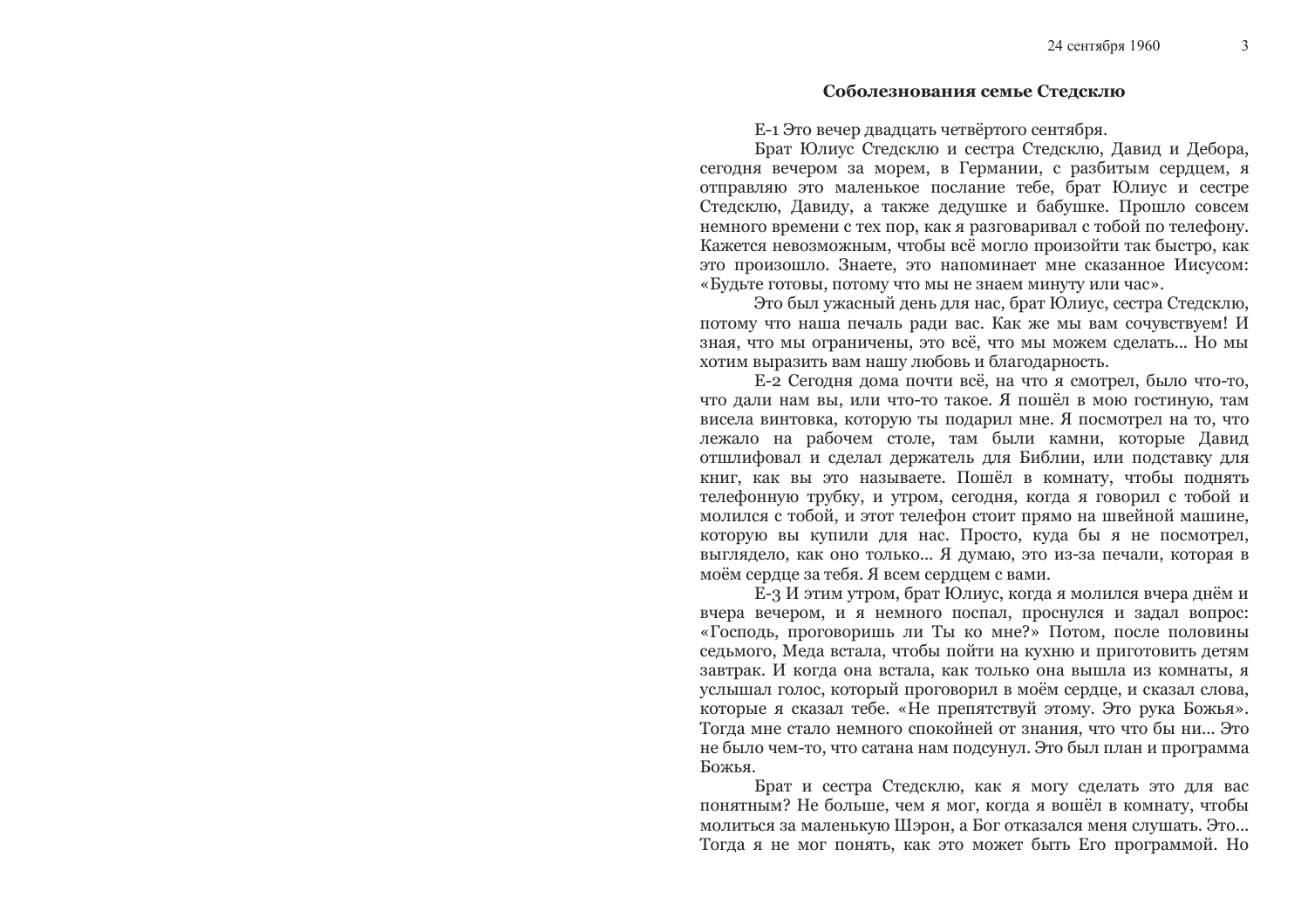## Соболезнования семье Стедсклю

Е-1 Это вечер двадцать четвёртого сентября.

Брат Юлиус Стедсклю и сестра Стедсклю, Давид и Дебора, сегодня вечером за морем, в Германии, с разбитым сердцем, я отправляю это маленькое послание тебе, брат Юлиус и сестре Стедсклю, Давиду, а также дедушке и бабушке. Прошло совсем немного времени с тех пор, как я разговаривал с тобой по телефону. Кажется невозможным, чтобы всё могло произойти так быстро, как это произошло. Знаете, это напоминает мне сказанное Иисусом: «Будьте готовы, потому что мы не знаем минуту или час».

Это был ужасный день для нас, брат Юлиус, сестра Стедсклю, потому что наша печаль ради вас. Как же мы вам сочувствуем! И зная, что мы ограничены, это всё, что мы можем сделать... Но мы хотим выразить вам нашу любовь и благодарность.

Е-2 Сегодня дома почти всё, на что я смотрел, было что-то, что дали нам вы, или что-то такое. Я пошёл в мою гостиную, там висела винтовка, которую ты подарил мне. Я посмотрел на то, что лежало на рабочем столе, там были камни, которые Давид отшлифовал и сделал держатель для Библии, или подставку для книг, как вы это называете. Пошёл в комнату, чтобы поднять телефонную трубку, и утром, сегодня, когда я говорил с тобой и молился с тобой, и этот телефон стоит прямо на швейной машине, которую вы купили для нас. Просто, куда бы я не посмотрел, выглядело, как оно только... Я думаю, это из-за печали, которая в моём сердце за тебя. Я всем сердцем с вами.

Е-3 И этим утром, брат Юлиус, когда я молился вчера днём и вчера вечером, и я немного поспал, проснулся и задал вопрос: «Господь, проговоришь ли Ты ко мне?» Потом, после половины седьмого, Меда встала, чтобы пойти на кухню и приготовить детям завтрак. И когда она встала, как только она вышла из комнаты, я услышал голос, который проговорил в моём сердце, и сказал слова, которые я сказал тебе. «Не препятствуй этому. Это рука Божья». Тогда мне стало немного спокойней от знания, что что бы ни... Это не было чем-то, что сатана нам подсунул. Это был план и программа Божья.

Брат и сестра Стедсклю, как я могу сделать это для вас понятным? Не больше, чем я мог, когда я вошёл в комнату, чтобы молиться за маленькую Шэрон, а Бог отказался меня слушать. Это... Тогда я не мог понять, как это может быть Его программой. Но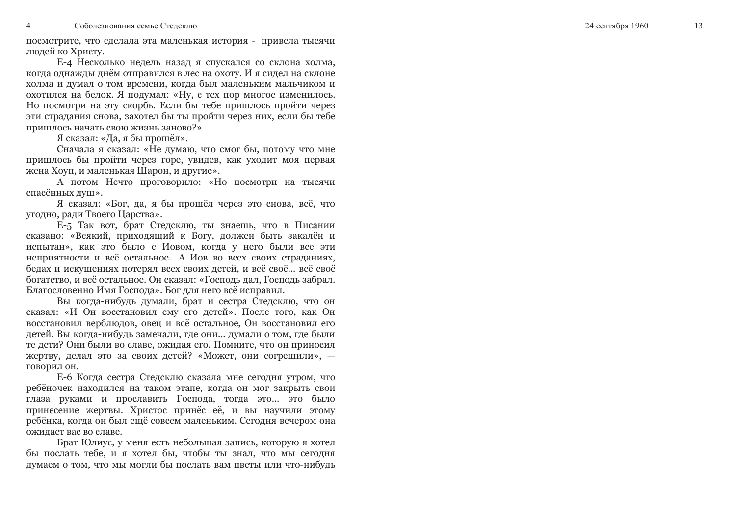посмотрите, что сделала эта маленькая история - привела тысячи людей ко Христу.

E-4 Несколько недель назад я спускался со склона холма, когда однажды днём отправился в лес на охоту. И я сидел на склоне холма и думал о том времени, когда был маленьким мальчиком и охотился на белок. Я подумал: «Ну, с тех пор многое изменилось. Но посмотри на эту скорбь. Если бы тебе пришлось пройти через эти страдания снова, захотел бы ты пройти через них, если бы тебе пришлось начать свою жизнь заново?»

Я сказал: «Да, я бы прошёл».

Сначала я сказал: «Не думаю, что смог бы, потому что мне пришлось бы пройти через горе, увидев, как уходит моя первая жена Хоуп, и маленькая Шарон, и другие».

А потом Нечто проговорило: «Но посмотри на тысячи спасённых душ».

Я сказал: «Бог, да, я бы прошёл через это снова, всё, что угодно, ради Твоего Царства».

E-5 Так вот, брат Стедсклю, ты знаешь, что в Писании сказано: «Всякий, приходящий к Богу, должен быть закалён и испытан», как это было с Иовом, когда у него были все эти неприятности и всё остальное. А Иов во всех своих страданиях, бедах и искушениях потерял всех своих детей, и всё своё... всё своё богатство, и всё остальное. Он сказал: «Господь дал, Господь забрал. Благословенно Имя Господа». Бог для него всё исправил.

Вы когда-нибудь думали, брат и сестра Стедсклю, что он сказал: «И Он восстановил ему его детей». После того, как Он восстановил верблюдов, овец и всё остальное, Он восстановил его детей. Вы когда-нибудь замечали, где они... думали о том, где были те дети? Они были во славе, ожидая его. Помните, что он приносил жертву, делал это за своих детей? «Может, они согрешили», — говорил он.

E-6 Когда сестра Стедсклю сказала мне сегодня утром, что ребёночек находился на таком этапе, когда он мог закрыть свои глаза руками и прославить Господа, тогда это... это было принесение жертвы. Христос принёс её, и вы научили этому ребёнка, когда он был ещё совсем маленьким. Сегодня вечером она ожидает вас во славе.

Брат Юлиус, у меня есть небольшая запись, которую я хотел бы послать тебе, и я хотел бы, чтобы ты знал, что мы сегодня думаем о том, что мы могли бы послать вам цветы или что-нибудь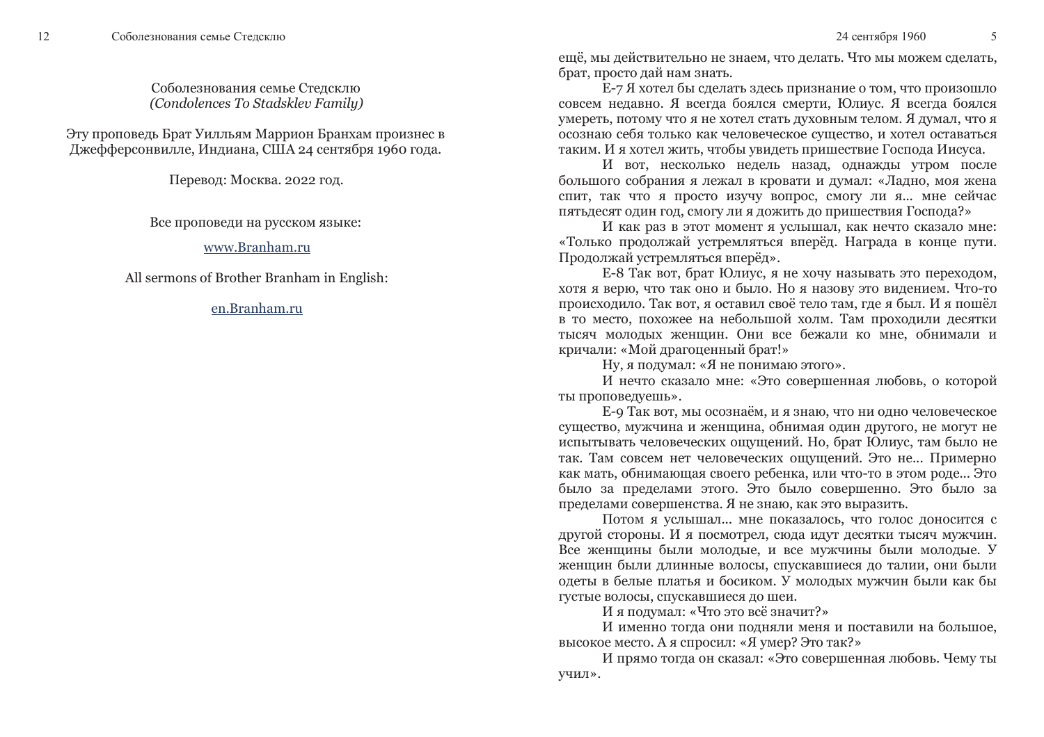Соболезнования семье Стедсклю
*(Condolences To Stadsklev Family)*

Эту проповедь Брат Уилльям Маррион Бранхам произнес в Джефферсонвилле, Индиана, США 24 сентября 1960 года.

Перевод: Москва. 2022 год.

Все проповеди на русском языке:

www.Branham.ru

All sermons of Brother Branham in English:

en.Branham.ru

ещё, мы действительно не знаем, что делать. Что мы можем сделать, брат, просто дай нам знать.

E-7 Я хотел бы сделать здесь признание о том, что произошло совсем недавно. Я всегда боялся смерти, Юлиус. Я всегда боялся умереть, потому что я не хотел стать духовным телом. Я думал, что я осознаю себя только как человеческое существо, и хотел оставаться таким. И я хотел жить, чтобы увидеть пришествие Господа Иисуса.

И вот, несколько недель назад, однажды утром после большого собрания я лежал в кровати и думал: «Ладно, моя жена спит, так что я просто изучу вопрос, смогу ли я... мне сейчас пятьдесят один год, смогу ли я дожить до пришествия Господа?»

И как раз в этот момент я услышал, как нечто сказало мне: «Только продолжай устремляться вперёд. Награда в конце пути. Продолжай устремляться вперёд».

E-8 Так вот, брат Юлиус, я не хочу называть это переходом, хотя я верю, что так оно и было. Но я назову это видением. Что-то происходило. Так вот, я оставил своё тело там, где я был. И я пошёл в то место, похожее на небольшой холм. Там проходили десятки тысяч молодых женщин. Они все бежали ко мне, обнимали и кричали: «Мой драгоценный брат!»

Ну, я подумал: «Я не понимаю этого».

И нечто сказало мне: «Это совершенная любовь, о которой ты проповедуешь».

E-9 Так вот, мы осознаём, и я знаю, что ни одно человеческое существо, мужчина и женщина, обнимая один другого, не могут не испытывать человеческих ощущений. Но, брат Юлиус, там было не так. Там совсем нет человеческих ощущений. Это не... Примерно как мать, обнимающая своего ребенка, или что-то в этом роде... Это было за пределами этого. Это было совершенно. Это было за пределами совершенства. Я не знаю, как это выразить.

Потом я услышал... мне показалось, что голос доносится с другой стороны. И я посмотрел, сюда идут десятки тысяч мужчин. Все женщины были молодые, и все мужчины были молодые. У женщин были длинные волосы, спускавшиеся до талии, они были одеты в белые платья и босиком. У молодых мужчин были как бы густые волосы, спускавшиеся до шеи.

И я подумал: «Что это всё значит?»

И именно тогда они подняли меня и поставили на большое, высокое место. А я спросил: «Я умер? Это так?»

И прямо тогда он сказал: «Это совершенная любовь. Чему ты учил».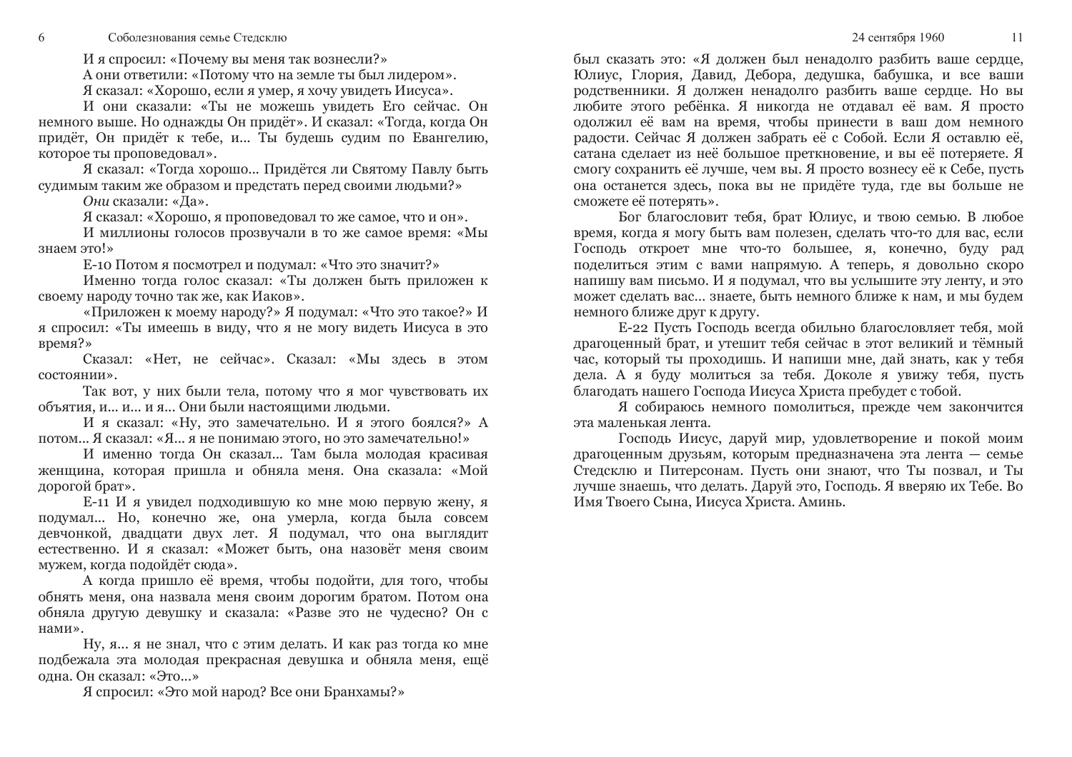И я спросил: «Почему вы меня так вознесли?»

А они ответили: «Потому что на земле ты был лидером».

Я сказал: «Хорошо, если я умер, я хочу увидеть Иисуса».

И они сказали: «Ты не можешь увидеть Его сейчас. Он немного выше. Но однажды Он придёт». И сказал: «Тогда, когда Он придёт, Он придёт к тебе, и... Ты будешь судим по Евангелию, которое ты проповедовал».

Я сказал: «Тогда хорошо... Придётся ли Святому Павлу быть судимым таким же образом и предстать перед своими людьми?»

*Они* сказали: «Да».

Я сказал: «Хорошо, я проповедовал то же самое, что и он».

И миллионы голосов прозвучали в то же самое время: «Мы знаем это!»

E-10 Потом я посмотрел и подумал: «Что это значит?»

Именно тогда голос сказал: «Ты должен быть приложен к своему народу точно так же, как Иаков».

«Приложен к моему народу?» Я подумал: «Что это такое?» И я спросил: «Ты имеешь в виду, что я не могу видеть Иисуса в это время?»

Сказал: «Нет, не сейчас». Сказал: «Мы здесь в этом состоянии».

Так вот, у них были тела, потому что я мог чувствовать их объятия, и... и... и я... Они были настоящими людьми.

И я сказал: «Ну, это замечательно. И я этого боялся?» А потом... Я сказал: «Я... я не понимаю этого, но это замечательно!»

И именно тогда Он сказал... Там была молодая красивая женщина, которая пришла и обняла меня. Она сказала: «Мой дорогой брат».

E-11 И я увидел подходившую ко мне мою первую жену, я подумал... Но, конечно же, она умерла, когда была совсем девчонкой, двадцати двух лет. Я подумал, что она выглядит естественно. И я сказал: «Может быть, она назовёт меня своим мужем, когда подойдёт сюда».

А когда пришло её время, чтобы подойти, для того, чтобы обнять меня, она назвала меня своим дорогим братом. Потом она обняла другую девушку и сказала: «Разве это не чудесно? Он с нами».

Ну, я... я не знал, что с этим делать. И как раз тогда ко мне подбежала эта молодая прекрасная девушка и обняла меня, ещё одна. Он сказал: «Это...»

Я спросил: «Это мой народ? Все они Бранхамы?»

был сказать это: «Я должен был ненадолго разбить ваше сердце, Юлиус, Глория, Давид, Дебора, дедушка, бабушка, и все ваши родственники. Я должен ненадолго разбить ваше сердце. Но вы любите этого ребёнка. Я никогда не отдавал её вам. Я просто одолжил её вам на время, чтобы принести в ваш дом немного радости. Сейчас Я должен забрать её с Собой. Если Я оставлю её, сатана сделает из неё большое преткновение, и вы её потеряете. Я смогу сохранить её лучше, чем вы. Я просто вознесу её к Себе, пусть она останется здесь, пока вы не придёте туда, где вы больше не сможете её потерять».

Бог благословит тебя, брат Юлиус, и твою семью. В любое время, когда я могу быть вам полезен, сделать что-то для вас, если Господь откроет мне что-то большее, я, конечно, буду рад поделиться этим с вами напрямую. А теперь, я довольно скоро напишу вам письмо. И я подумал, что вы услышите эту ленту, и это может сделать вас... знаете, быть немного ближе к нам, и мы будем немного ближе друг к другу.

E-22 Пусть Господь всегда обильно благословляет тебя, мой драгоценный брат, и утешит тебя сейчас в этот великий и тёмный час, который ты проходишь. И напиши мне, дай знать, как у тебя дела. А я буду молиться за тебя. Доколе я увижу тебя, пусть благодать нашего Господа Иисуса Христа пребудет с тобой.

Я собираюсь немного помолиться, прежде чем закончится эта маленькая лента.

Господь Иисус, даруй мир, удовлетворение и покой моим драгоценным друзьям, которым предназначена эта лента — семье Стедсклю и Питерсонам. Пусть они знают, что Ты позвал, и Ты лучше знаешь, что делать. Даруй это, Господь. Я вверяю их Тебе. Во Имя Твоего Сына, Иисуса Христа. Аминь.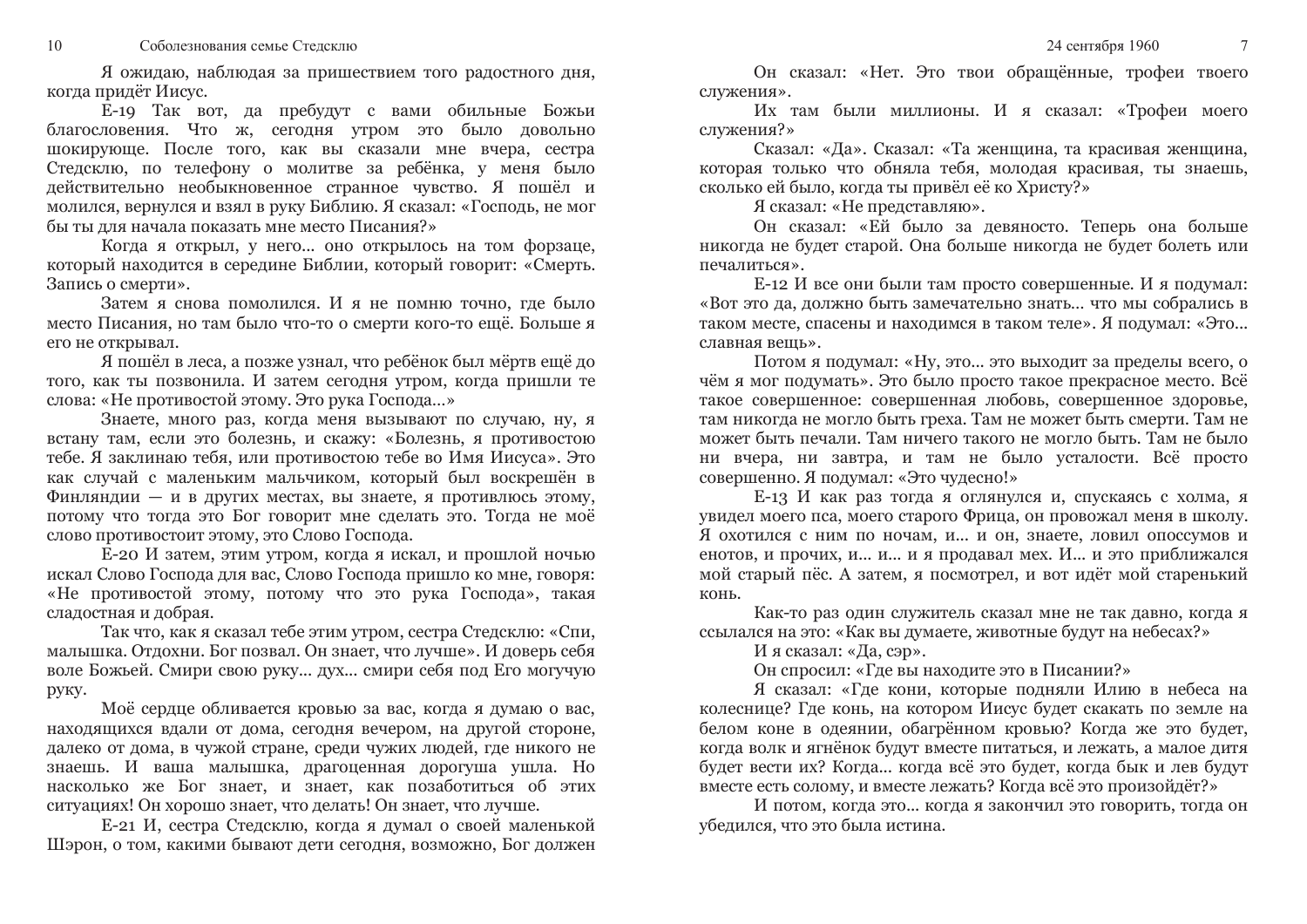Я ожидаю, наблюдая за пришествием того радостного дня, когда придёт Иисус.

E-19 Так вот, да пребудут с вами обильные Божьи благословения. Что ж, сегодня утром это было довольно шокирующе. После того, как вы сказали мне вчера, сестра Стедсклю, по телефону о молитве за ребёнка, у меня было действительно необыкновенное странное чувство. Я пошёл и молился, вернулся и взял в руку Библию. Я сказал: «Господь, не мог бы ты для начала показать мне место Писания?»

Когда я открыл, у него... оно открылось на том форзаце, который находится в середине Библии, который говорит: «Смерть. Запись о смерти».

Затем я снова помолился. И я не помню точно, где было место Писания, но там было что-то о смерти кого-то ещё. Больше я его не открывал.

Я пошёл в леса, а позже узнал, что ребёнок был мёртв ещё до того, как ты позвонила. И затем сегодня утром, когда пришли те слова: «Не противостой этому. Это рука Господа...»

Знаете, много раз, когда меня вызывают по случаю, ну, я встану там, если это болезнь, и скажу: «Болезнь, я противостою тебе. Я заклинаю тебя, или противостою тебе во Имя Иисуса». Это как случай с маленьким мальчиком, который был воскрешён в Финляндии — и в других местах, вы знаете, я противлюсь этому, потому что тогда это Бог говорит мне сделать это. Тогда не моё слово противостоит этому, это Слово Господа.

E-20 И затем, этим утром, когда я искал, и прошлой ночью искал Слово Господа для вас, Слово Господа пришло ко мне, говоря: «Не противостой этому, потому что это рука Господа», такая сладостная и добрая.

Так что, как я сказал тебе этим утром, сестра Стедсклю: «Спи, малышка. Отдохни. Бог позвал. Он знает, что лучше». И доверь себя воле Божьей. Смири свою руку... дух... смири себя под Его могучую руку.

Моё сердце обливается кровью за вас, когда я думаю о вас, находящихся вдали от дома, сегодня вечером, на другой стороне, далеко от дома, в чужой стране, среди чужих людей, где никого не знаешь. И ваша малышка, драгоценная дорогуша ушла. Но насколько же Бог знает, и знает, как позаботиться об этих ситуациях! Он хорошо знает, что делать! Он знает, что лучше.

E-21 И, сестра Стедсклю, когда я думал о своей маленькой Шэрон, о том, какими бывают дети сегодня, возможно, Бог должен

Он сказал: «Нет. Это твои обращённые, трофеи твоего служения».

Их там были миллионы. И я сказал: «Трофеи моего служения?»

Сказал: «Да». Сказал: «Та женщина, та красивая женщина, которая только что обняла тебя, молодая красивая, ты знаешь, сколько ей было, когда ты привёл её ко Христу?»

Я сказал: «Не представляю».

Он сказал: «Ей было за девяносто. Теперь она больше никогда не будет старой. Она больше никогда не будет болеть или печалиться».

E-12 И все они были там просто совершенные. И я подумал: «Вот это да, должно быть замечательно знать... что мы собрались в таком месте, спасены и находимся в таком теле». Я подумал: «Это... славная вещь».

Потом я подумал: «Ну, это... это выходит за пределы всего, о чём я мог подумать». Это было просто такое прекрасное место. Всё такое совершенное: совершенная любовь, совершенное здоровье, там никогда не могло быть греха. Там не может быть смерти. Там не может быть печали. Там ничего такого не могло быть. Там не было ни вчера, ни завтра, и там не было усталости. Всё просто совершенно. Я подумал: «Это чудесно!»

E-13 И как раз тогда я оглянулся и, спускаясь с холма, я увидел моего пса, моего старого Фрица, он провожал меня в школу. Я охотился с ним по ночам, и... и он, знаете, ловил опоссумов и енотов, и прочих, и... и... и я продавал мех. И... и это приближался мой старый пёс. А затем, я посмотрел, и вот идёт мой старенький конь.

Как-то раз один служитель сказал мне не так давно, когда я ссылался на это: «Как вы думаете, животные будут на небесах?»

И я сказал: «Да, сэр».

Он спросил: «Где вы находите это в Писании?»

Я сказал: «Где кони, которые подняли Илию в небеса на колеснице? Где конь, на котором Иисус будет скакать по земле на белом коне в одеянии, обагрённом кровью? Когда же это будет, когда волк и ягнёнок будут вместе питаться, и лежать, а малое дитя будет вести их? Когда... когда всё это будет, когда бык и лев будут вместе есть солому, и вместе лежать? Когда всё это произойдёт?»

И потом, когда это... когда я закончил это говорить, тогда он убедился, что это была истина.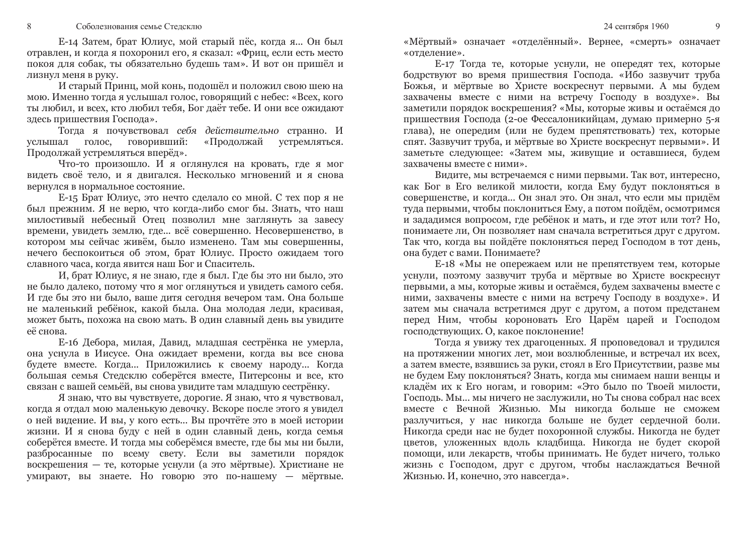E-14 Затем, брат Юлиус, мой старый пёс, когда я... Он был отравлен, и когда я похоронил его, я сказал: «Фриц, если есть место покоя для собак, ты обязательно будешь там». И вот он пришёл и лизнул меня в руку.

И старый Принц, мой конь, подошёл и положил свою шею на мою. Именно тогда я услышал голос, говорящий с небес: «Всех, кого ты любил, и всех, кто любил тебя, Бог даёт тебе. И они все ожидают здесь пришествия Господа».

Тогда я почувствовал *себя действительно* странно. И услышал голос, говоривший: «Продолжай устремляться. Продолжай устремляться вперёд».

Что-то произошло. И я оглянулся на кровать, где я мог видеть своё тело, и я двигался. Несколько мгновений и я снова вернулся в нормальное состояние.

E-15 Брат Юлиус, это нечто сделало со мной. С тех пор я не был прежним. Я не верю, что когда-либо смог бы. Знать, что наш милостивый небесный Отец позволил мне заглянуть за завесу времени, увидеть землю, где... всё совершенно. Несовершенство, в котором мы сейчас живём, было изменено. Там мы совершенны, нечего беспокоиться об этом, брат Юлиус. Просто ожидаем того славного часа, когда явится наш Бог и Спаситель.

И, брат Юлиус, я не знаю, где я был. Где бы это ни было, это не было далеко, потому что я мог оглянуться и увидеть самого себя. И где бы это ни было, ваше дитя сегодня вечером там. Она больше не маленький ребёнок, какой была. Она молодая леди, красивая, может быть, похожа на свою мать. В один славный день вы увидите её снова.

E-16 Дебора, милая, Давид, младшая сестрёнка не умерла, она уснула в Иисусе. Она ожидает времени, когда вы все снова будете вместе. Когда... Приложились к своему народу... Когда большая семья Стедсклю соберётся вместе, Питерсоны и все, кто связан с вашей семьёй, вы снова увидите там младшую сестрёнку.

Я знаю, что вы чувствуете, дорогие. Я знаю, что я чувствовал, когда я отдал мою маленькую девочку. Вскоре после этого я увидел о ней видение. И вы, у кого есть... Вы прочтёте это в моей истории жизни. И я снова буду с ней в один славный день, когда семья соберётся вместе. И тогда мы соберёмся вместе, где бы мы ни были, разбросанные по всему свету. Если вы заметили порядок воскрешения — те, которые уснули (а это мёртвые). Христиане не умирают, вы знаете. Но говорю это по-нашему — мёртвые. «Мёртвый» означает «отделённый». Вернее, «смерть» означает «отделение».

E-17 Тогда те, которые уснули, не опередят тех, которые бодрствуют во время пришествия Господа. «Ибо зазвучит труба Божья, и мёртвые во Христе воскреснут первыми. А мы будем захвачены вместе с ними на встречу Господу в воздухе». Вы заметили порядок воскрешения? «Мы, которые живы и остаёмся до пришествия Господа (2-ое Фессалоникийцам, думаю примерно 5-я глава), не опередим (или не будем препятствовать) тех, которые спят. Зазвучит труба, и мёртвые во Христе воскреснут первыми». И заметьте следующее: «Затем мы, живущие и оставшиеся, будем захвачены вместе с ними».

Видите, мы встречаемся с ними первыми. Так вот, интересно, как Бог в Его великой милости, когда Ему будут поклоняться в совершенстве, и когда... Он знал это. Он знал, что если мы придём туда первыми, чтобы поклониться Ему, а потом пойдём, осмотримся и зададимся вопросом, где ребёнок и мать, и где этот или тот? Но, понимаете ли, Он позволяет нам сначала встретиться друг с другом. Так что, когда вы пойдёте поклоняться перед Господом в тот день, она будет с вами. Понимаете?

E-18 «Мы не опережаем или не препятствуем тем, которые уснули, поэтому зазвучит труба и мёртвые во Христе воскреснут первыми, а мы, которые живы и остаёмся, будем захвачены вместе с ними, захвачены вместе с ними на встречу Господу в воздухе». И затем мы сначала встретимся друг с другом, а потом предстанем перед Ним, чтобы короновать Его Царём царей и Господом господствующих. О, какое поклонение!

Тогда я увижу тех драгоценных. Я проповедовал и трудился на протяжении многих лет, мои возлюбленные, и встречал их всех, а затем вместе, взявшись за руки, стоял в Его Присутствии, разве мы не будем Ему поклоняться? Знать, когда мы снимаем наши венцы и кладём их к Его ногам, и говорим: «Это было по Твоей милости, Господь. Мы... мы ничего не заслужили, но Ты снова собрал нас всех вместе с Вечной Жизнью. Мы никогда больше не сможем разлучиться, у нас никогда больше не будет сердечной боли. Никогда среди нас не будет похоронной службы. Никогда не будет цветов, уложенных вдоль кладбища. Никогда не будет скорой помощи, или лекарств, чтобы принимать. Не будет ничего, только жизнь с Господом, друг с другом, чтобы наслаждаться Вечной Жизнью. И, конечно, это навсегда».